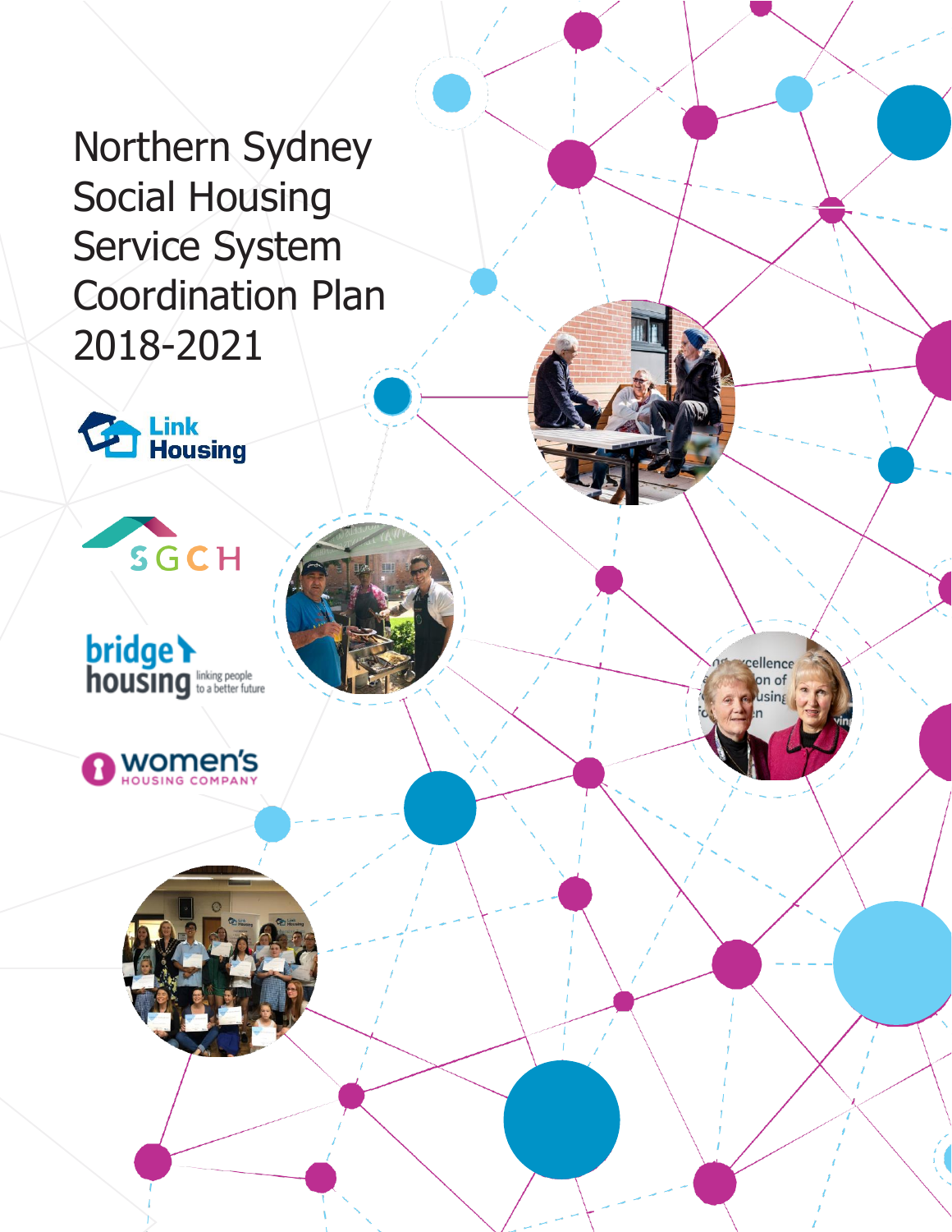# Northern Sydney Social Housing Service System Coordination Plan 2018-2021

Link Housing

SGCH

bridge housing linking people to a better future

women's HOUSING COMPANY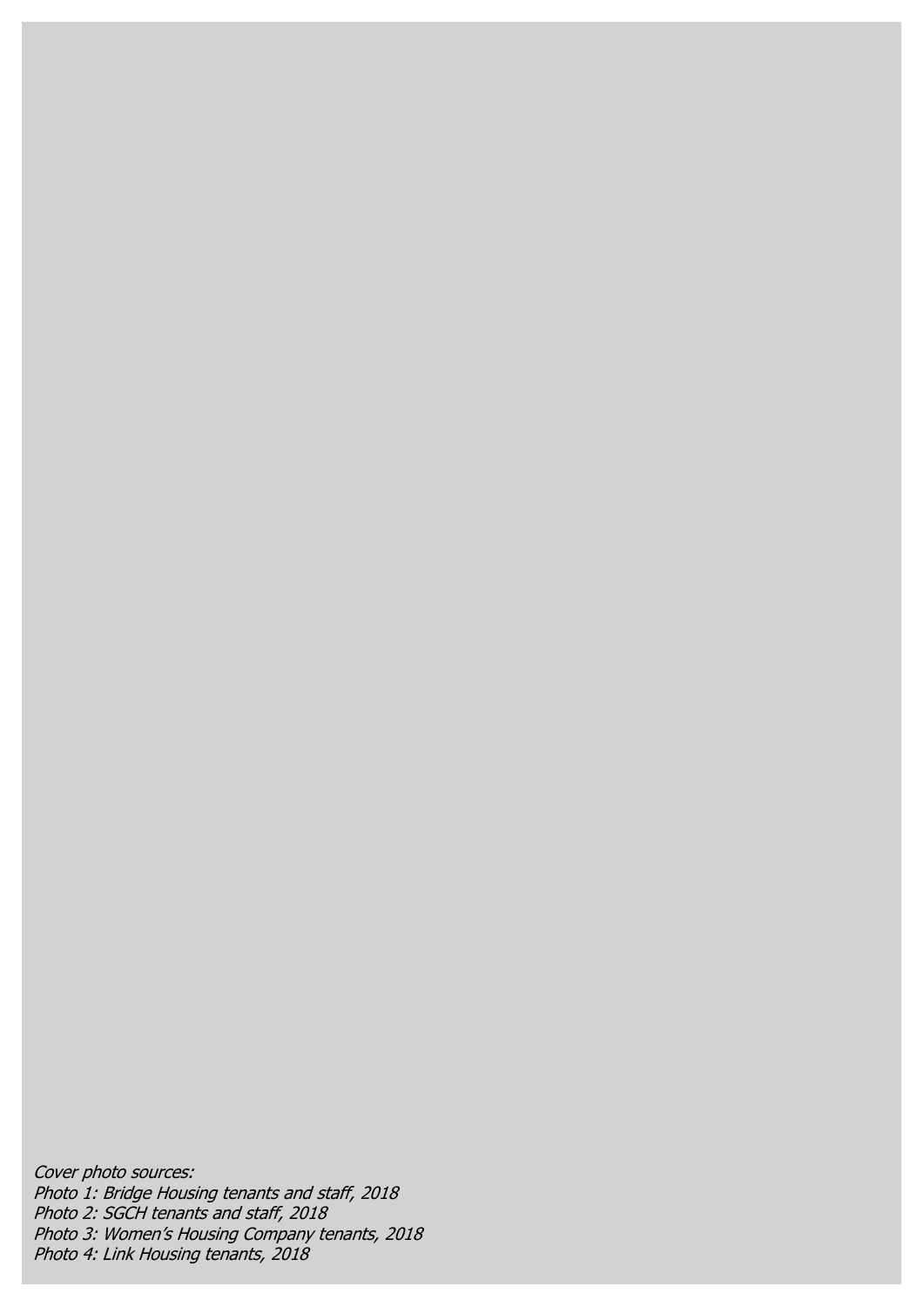*Cover photo sources:*
*Photo 1: Bridge Housing tenants and staff, 2018*
*Photo 2: SGCH tenants and staff, 2018*
*Photo 3: Women's Housing Company tenants, 2018*
*Photo 4: Link Housing tenants, 2018*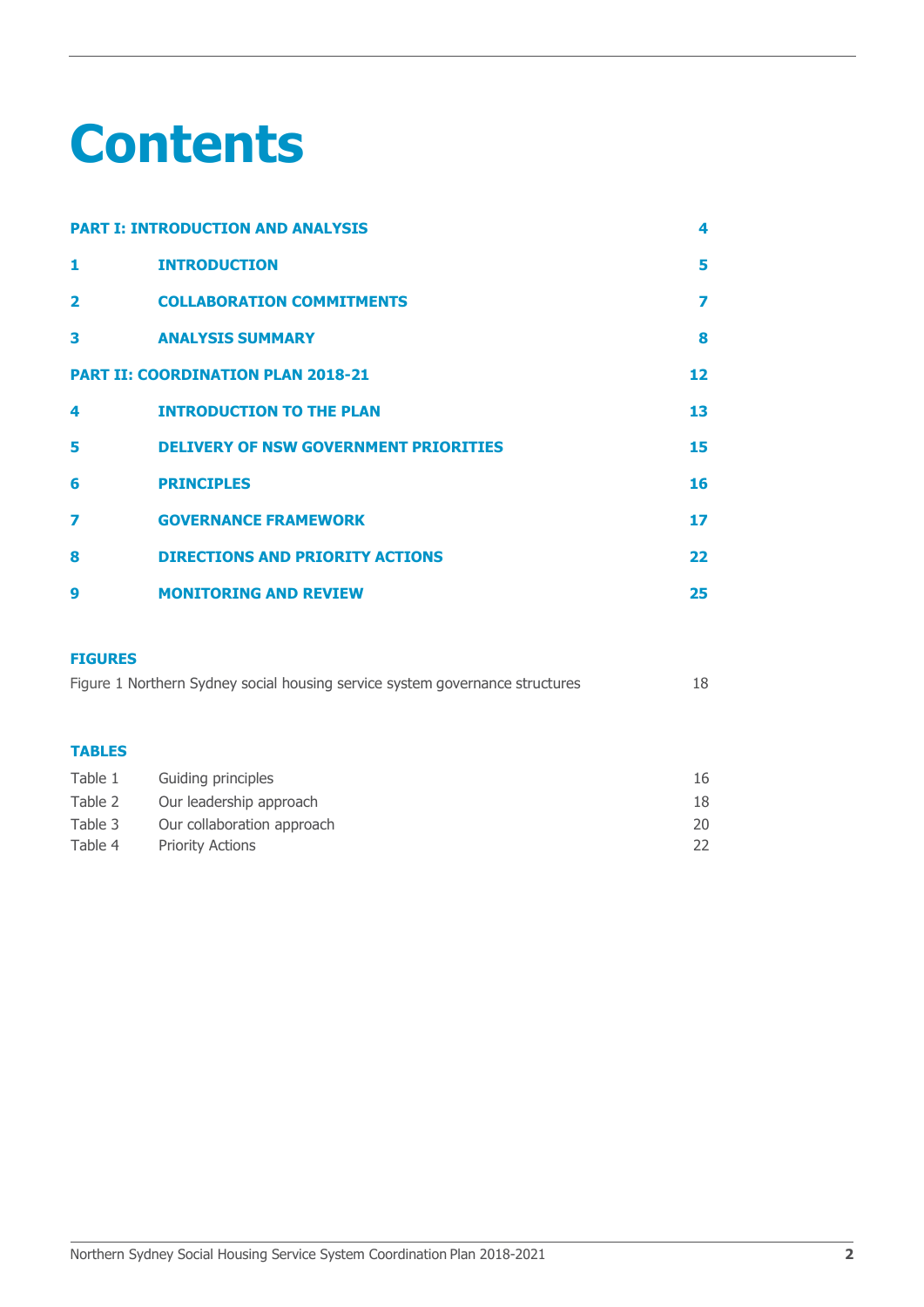# Contents

| | | |
|---|---|---|
| **PART I: INTRODUCTION AND ANALYSIS** | | **4** |
| **1** | **INTRODUCTION** | **5** |
| **2** | **COLLABORATION COMMITMENTS** | **7** |
| **3** | **ANALYSIS SUMMARY** | **8** |
| **PART II: COORDINATION PLAN 2018-21** | | **12** |
| **4** | **INTRODUCTION TO THE PLAN** | **13** |
| **5** | **DELIVERY OF NSW GOVERNMENT PRIORITIES** | **15** |
| **6** | **PRINCIPLES** | **16** |
| **7** | **GOVERNANCE FRAMEWORK** | **17** |
| **8** | **DIRECTIONS AND PRIORITY ACTIONS** | **22** |
| **9** | **MONITORING AND REVIEW** | **25** |

**FIGURES**

| | |
|---|---|
| Figure 1 Northern Sydney social housing service system governance structures | 18 |

**TABLES**

| | | |
|---|---|---|
| Table 1 | Guiding principles | 16 |
| Table 2 | Our leadership approach | 18 |
| Table 3 | Our collaboration approach | 20 |
| Table 4 | Priority Actions | 22 |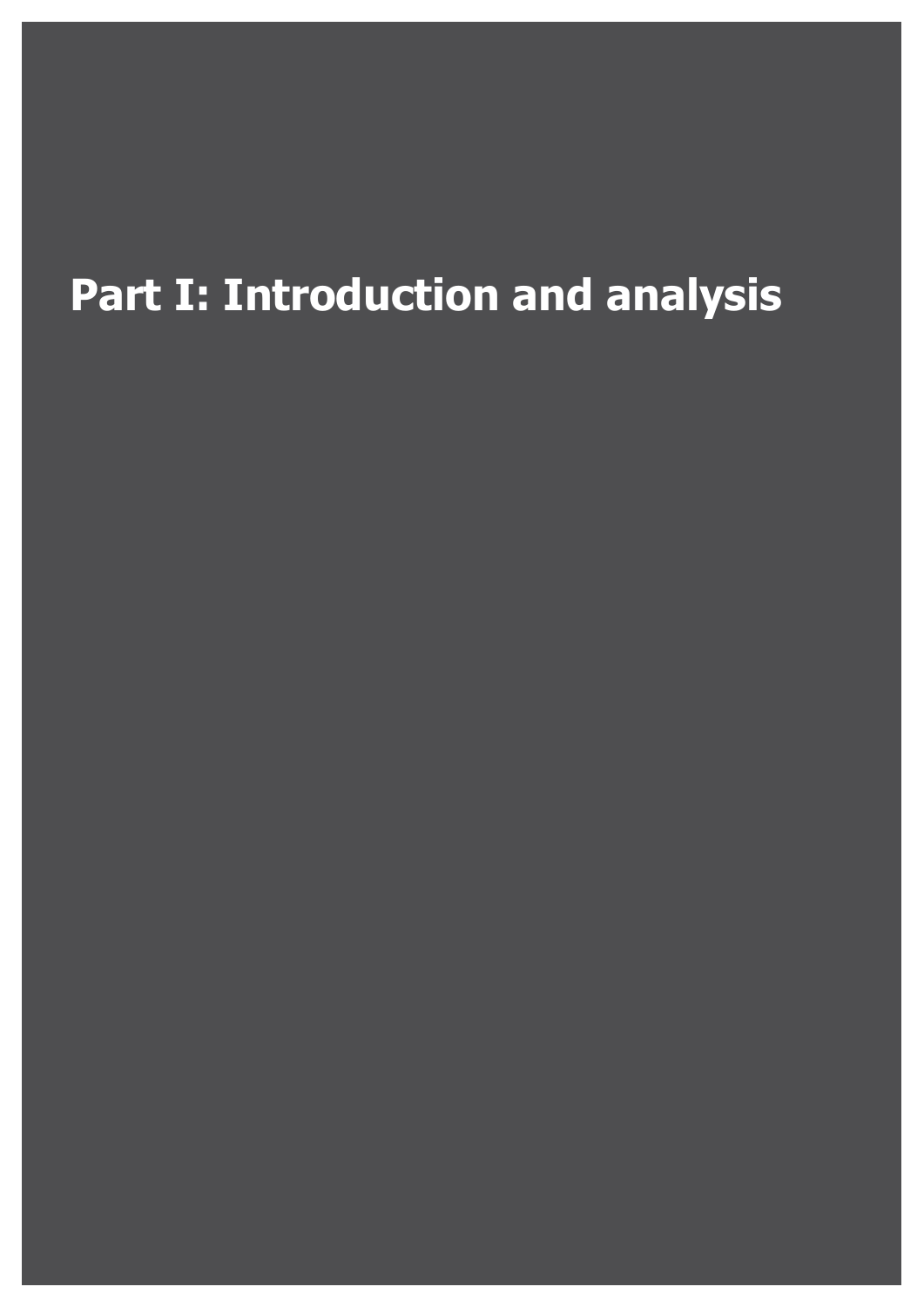# Part I: Introduction and analysis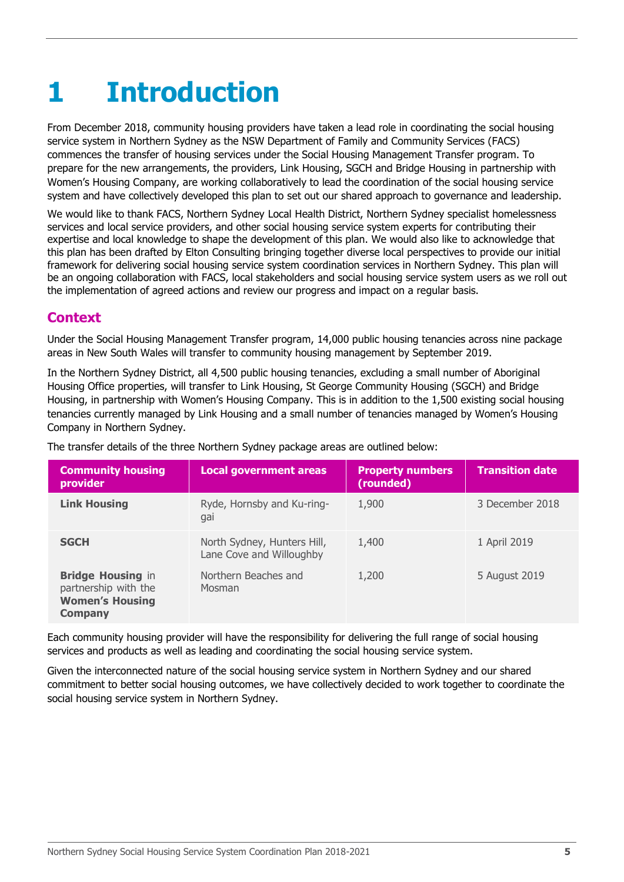# 1 Introduction

From December 2018, community housing providers have taken a lead role in coordinating the social housing service system in Northern Sydney as the NSW Department of Family and Community Services (FACS) commences the transfer of housing services under the Social Housing Management Transfer program. To prepare for the new arrangements, the providers, Link Housing, SGCH and Bridge Housing in partnership with Women's Housing Company, are working collaboratively to lead the coordination of the social housing service system and have collectively developed this plan to set out our shared approach to governance and leadership.

We would like to thank FACS, Northern Sydney Local Health District, Northern Sydney specialist homelessness services and local service providers, and other social housing service system experts for contributing their expertise and local knowledge to shape the development of this plan. We would also like to acknowledge that this plan has been drafted by Elton Consulting bringing together diverse local perspectives to provide our initial framework for delivering social housing service system coordination services in Northern Sydney. This plan will be an ongoing collaboration with FACS, local stakeholders and social housing service system users as we roll out the implementation of agreed actions and review our progress and impact on a regular basis.

## Context

Under the Social Housing Management Transfer program, 14,000 public housing tenancies across nine package areas in New South Wales will transfer to community housing management by September 2019.

In the Northern Sydney District, all 4,500 public housing tenancies, excluding a small number of Aboriginal Housing Office properties, will transfer to Link Housing, St George Community Housing (SGCH) and Bridge Housing, in partnership with Women's Housing Company. This is in addition to the 1,500 existing social housing tenancies currently managed by Link Housing and a small number of tenancies managed by Women's Housing Company in Northern Sydney.

The transfer details of the three Northern Sydney package areas are outlined below:

| Community housing provider | Local government areas | Property numbers (rounded) | Transition date |
|---|---|---|---|
| **Link Housing** | Ryde, Hornsby and Ku-ring-gai | 1,900 | 3 December 2018 |
| **SGCH** | North Sydney, Hunters Hill, Lane Cove and Willoughby | 1,400 | 1 April 2019 |
| **Bridge Housing** in partnership with the **Women's Housing Company** | Northern Beaches and Mosman | 1,200 | 5 August 2019 |

Each community housing provider will have the responsibility for delivering the full range of social housing services and products as well as leading and coordinating the social housing service system.

Given the interconnected nature of the social housing service system in Northern Sydney and our shared commitment to better social housing outcomes, we have collectively decided to work together to coordinate the social housing service system in Northern Sydney.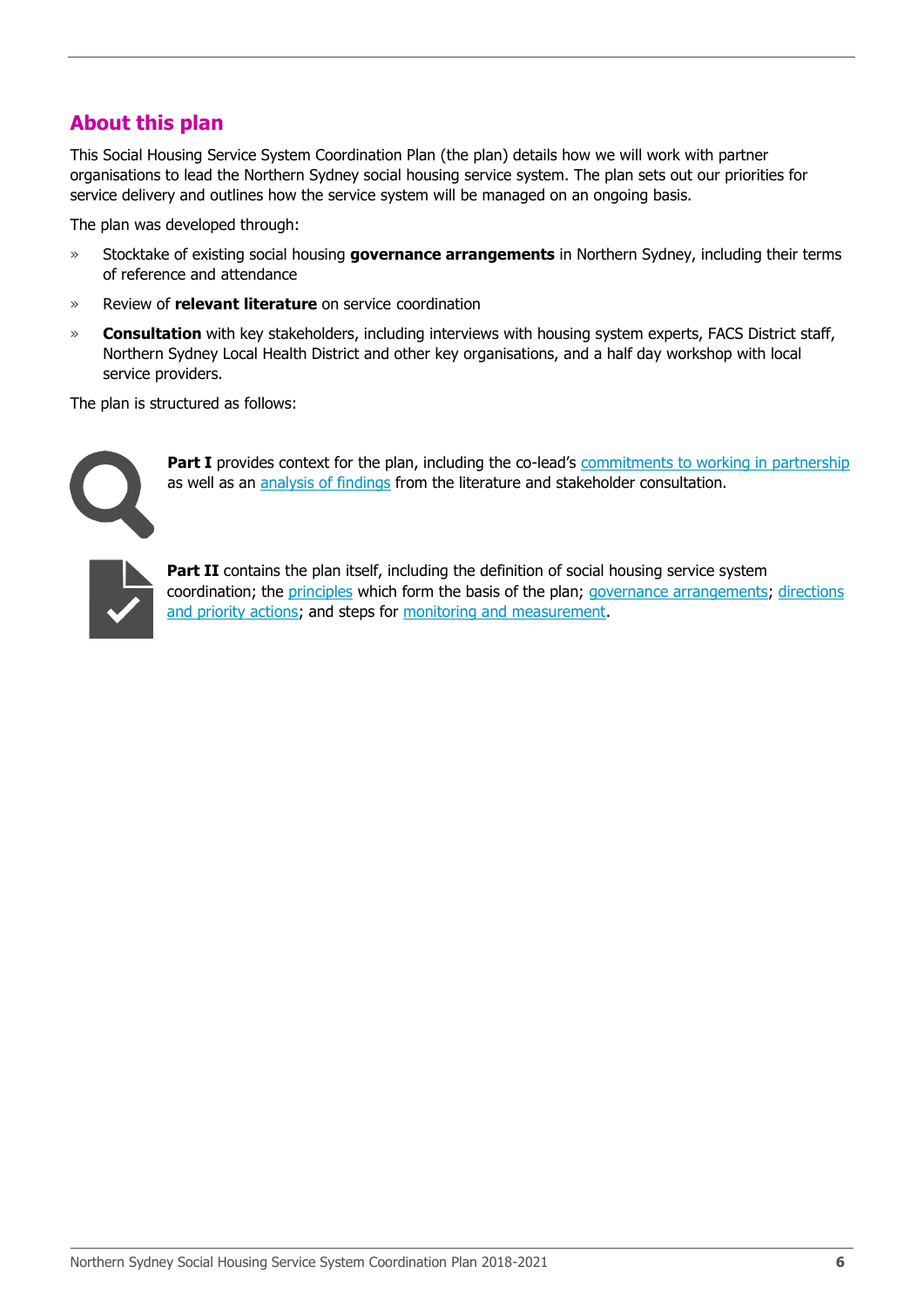## About this plan

This Social Housing Service System Coordination Plan (the plan) details how we will work with partner organisations to lead the Northern Sydney social housing service system. The plan sets out our priorities for service delivery and outlines how the service system will be managed on an ongoing basis.

The plan was developed through:

- Stocktake of existing social housing **governance arrangements** in Northern Sydney, including their terms of reference and attendance
- Review of **relevant literature** on service coordination
- **Consultation** with key stakeholders, including interviews with housing system experts, FACS District staff, Northern Sydney Local Health District and other key organisations, and a half day workshop with local service providers.

The plan is structured as follows:

**Part I** provides context for the plan, including the co-lead's commitments to working in partnership as well as an analysis of findings from the literature and stakeholder consultation.

**Part II** contains the plan itself, including the definition of social housing service system coordination; the principles which form the basis of the plan; governance arrangements; directions and priority actions; and steps for monitoring and measurement.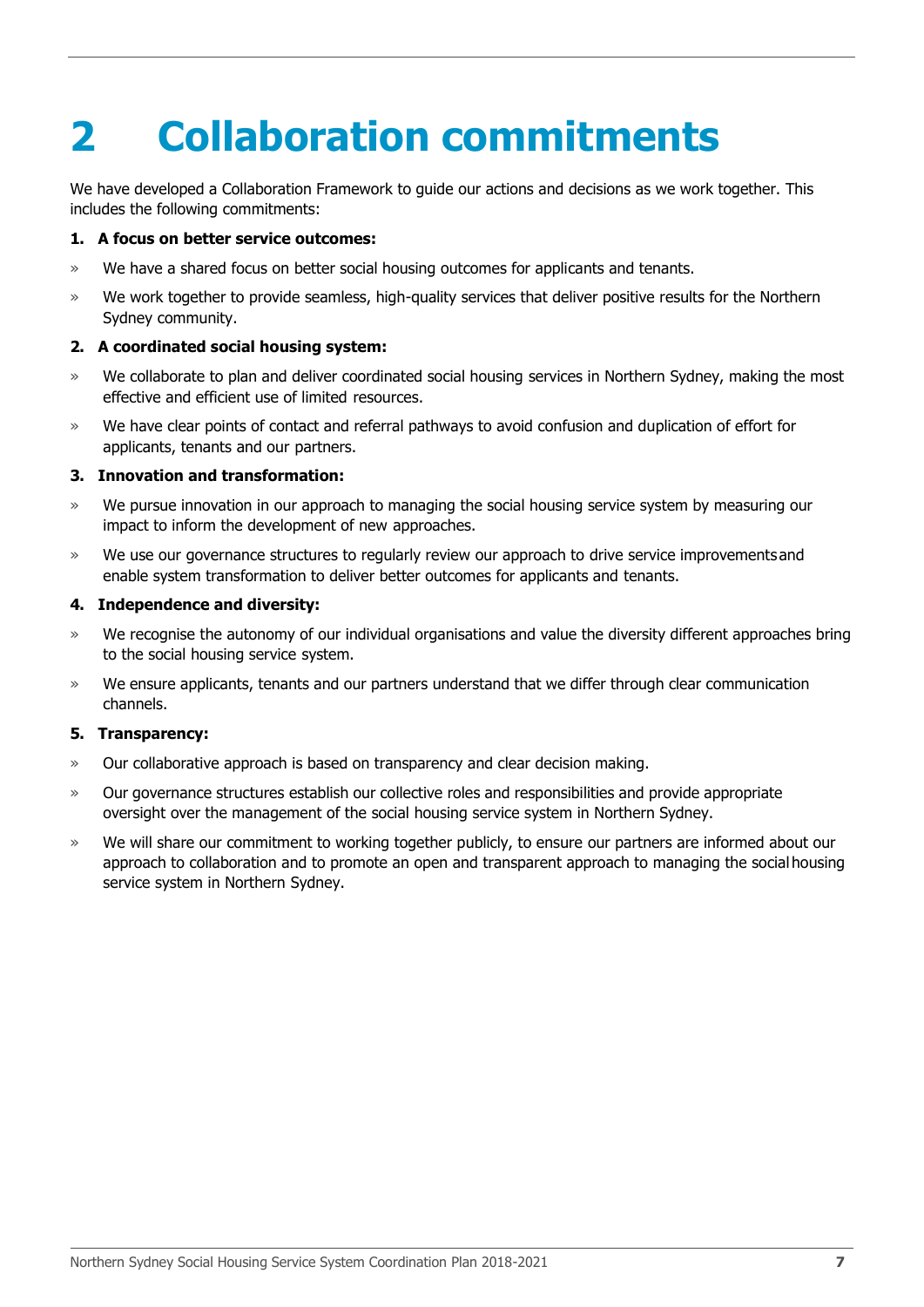# 2 Collaboration commitments

We have developed a Collaboration Framework to guide our actions and decisions as we work together. This includes the following commitments:

**1. A focus on better service outcomes:**

- We have a shared focus on better social housing outcomes for applicants and tenants.
- We work together to provide seamless, high-quality services that deliver positive results for the Northern Sydney community.

**2. A coordinated social housing system:**

- We collaborate to plan and deliver coordinated social housing services in Northern Sydney, making the most effective and efficient use of limited resources.
- We have clear points of contact and referral pathways to avoid confusion and duplication of effort for applicants, tenants and our partners.

**3. Innovation and transformation:**

- We pursue innovation in our approach to managing the social housing service system by measuring our impact to inform the development of new approaches.
- We use our governance structures to regularly review our approach to drive service improvements and enable system transformation to deliver better outcomes for applicants and tenants.

**4. Independence and diversity:**

- We recognise the autonomy of our individual organisations and value the diversity different approaches bring to the social housing service system.
- We ensure applicants, tenants and our partners understand that we differ through clear communication channels.

**5. Transparency:**

- Our collaborative approach is based on transparency and clear decision making.
- Our governance structures establish our collective roles and responsibilities and provide appropriate oversight over the management of the social housing service system in Northern Sydney.
- We will share our commitment to working together publicly, to ensure our partners are informed about our approach to collaboration and to promote an open and transparent approach to managing the social housing service system in Northern Sydney.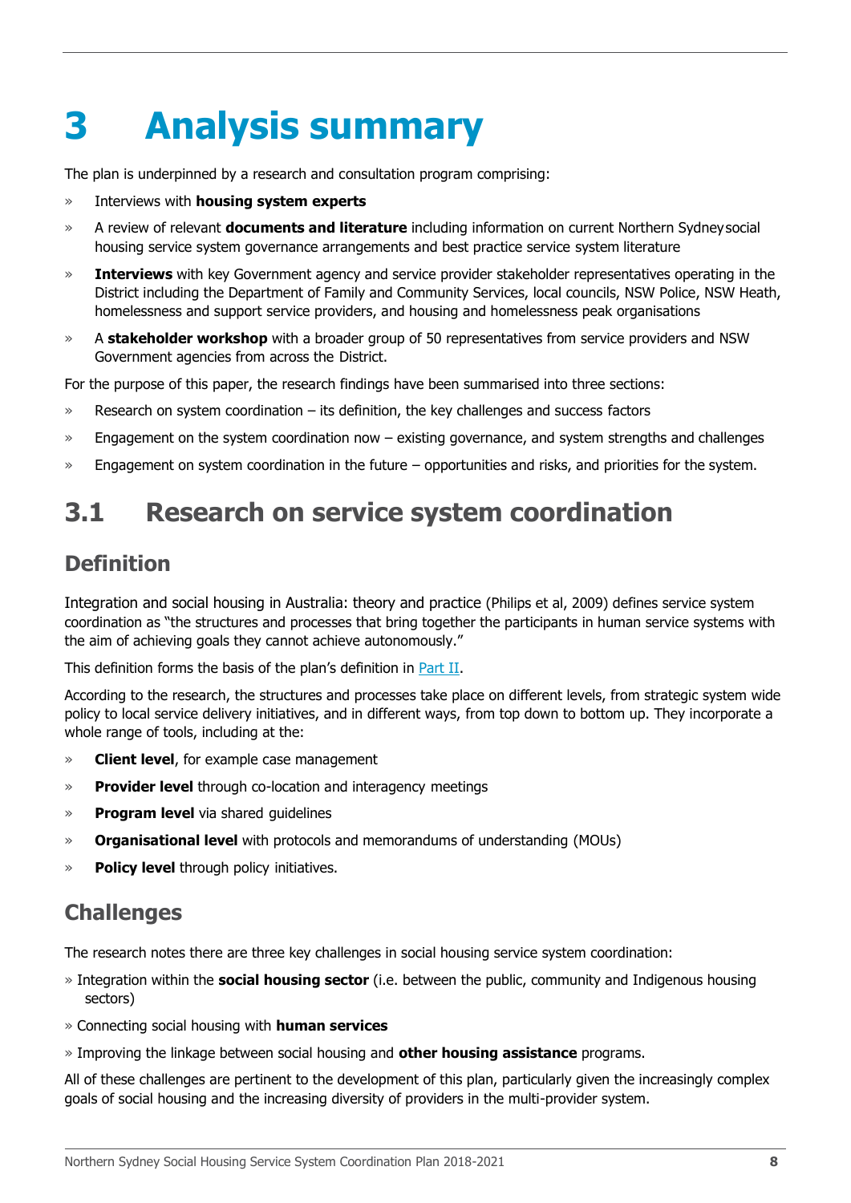# 3 Analysis summary

The plan is underpinned by a research and consultation program comprising:

- Interviews with **housing system experts**
- A review of relevant **documents and literature** including information on current Northern Sydney social housing service system governance arrangements and best practice service system literature
- **Interviews** with key Government agency and service provider stakeholder representatives operating in the District including the Department of Family and Community Services, local councils, NSW Police, NSW Heath, homelessness and support service providers, and housing and homelessness peak organisations
- A **stakeholder workshop** with a broader group of 50 representatives from service providers and NSW Government agencies from across the District.

For the purpose of this paper, the research findings have been summarised into three sections:

- Research on system coordination – its definition, the key challenges and success factors
- Engagement on the system coordination now – existing governance, and system strengths and challenges
- Engagement on system coordination in the future – opportunities and risks, and priorities for the system.

## 3.1 Research on service system coordination

### Definition

Integration and social housing in Australia: theory and practice (Philips et al, 2009) defines service system coordination as "the structures and processes that bring together the participants in human service systems with the aim of achieving goals they cannot achieve autonomously."

This definition forms the basis of the plan's definition in [Part II](#).

According to the research, the structures and processes take place on different levels, from strategic system wide policy to local service delivery initiatives, and in different ways, from top down to bottom up. They incorporate a whole range of tools, including at the:

- **Client level**, for example case management
- **Provider level** through co-location and interagency meetings
- **Program level** via shared guidelines
- **Organisational level** with protocols and memorandums of understanding (MOUs)
- **Policy level** through policy initiatives.

### Challenges

The research notes there are three key challenges in social housing service system coordination:

- Integration within the **social housing sector** (i.e. between the public, community and Indigenous housing sectors)
- Connecting social housing with **human services**
- Improving the linkage between social housing and **other housing assistance** programs.

All of these challenges are pertinent to the development of this plan, particularly given the increasingly complex goals of social housing and the increasing diversity of providers in the multi-provider system.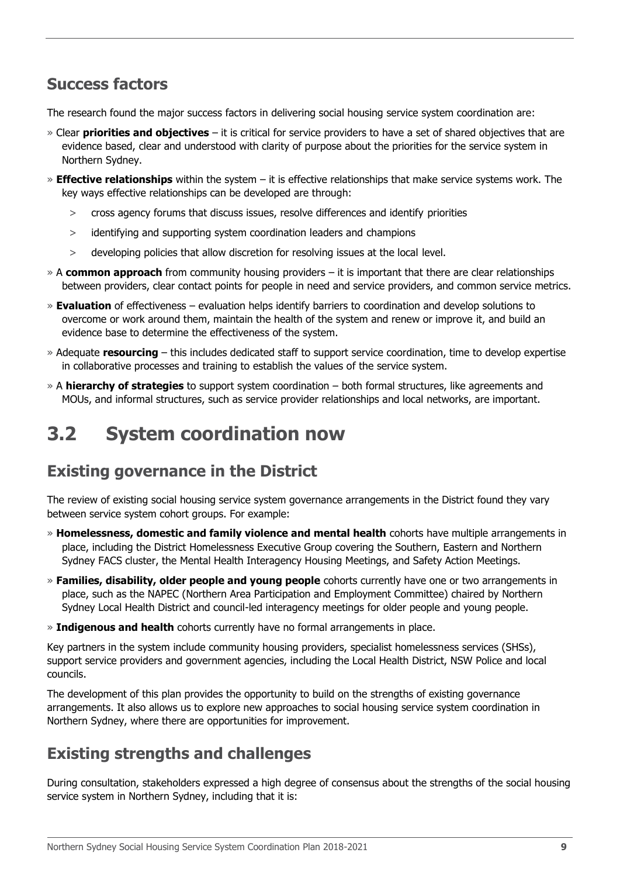## Success factors

The research found the major success factors in delivering social housing service system coordination are:

- Clear **priorities and objectives** – it is critical for service providers to have a set of shared objectives that are evidence based, clear and understood with clarity of purpose about the priorities for the service system in Northern Sydney.
- **Effective relationships** within the system – it is effective relationships that make service systems work. The key ways effective relationships can be developed are through:
  - cross agency forums that discuss issues, resolve differences and identify priorities
  - identifying and supporting system coordination leaders and champions
  - developing policies that allow discretion for resolving issues at the local level.
- A **common approach** from community housing providers – it is important that there are clear relationships between providers, clear contact points for people in need and service providers, and common service metrics.
- **Evaluation** of effectiveness – evaluation helps identify barriers to coordination and develop solutions to overcome or work around them, maintain the health of the system and renew or improve it, and build an evidence base to determine the effectiveness of the system.
- Adequate **resourcing** – this includes dedicated staff to support service coordination, time to develop expertise in collaborative processes and training to establish the values of the service system.
- A **hierarchy of strategies** to support system coordination – both formal structures, like agreements and MOUs, and informal structures, such as service provider relationships and local networks, are important.

# 3.2 System coordination now

## Existing governance in the District

The review of existing social housing service system governance arrangements in the District found they vary between service system cohort groups. For example:

- **Homelessness, domestic and family violence and mental health** cohorts have multiple arrangements in place, including the District Homelessness Executive Group covering the Southern, Eastern and Northern Sydney FACS cluster, the Mental Health Interagency Housing Meetings, and Safety Action Meetings.
- **Families, disability, older people and young people** cohorts currently have one or two arrangements in place, such as the NAPEC (Northern Area Participation and Employment Committee) chaired by Northern Sydney Local Health District and council-led interagency meetings for older people and young people.
- **Indigenous and health** cohorts currently have no formal arrangements in place.

Key partners in the system include community housing providers, specialist homelessness services (SHSs), support service providers and government agencies, including the Local Health District, NSW Police and local councils.

The development of this plan provides the opportunity to build on the strengths of existing governance arrangements. It also allows us to explore new approaches to social housing service system coordination in Northern Sydney, where there are opportunities for improvement.

## Existing strengths and challenges

During consultation, stakeholders expressed a high degree of consensus about the strengths of the social housing service system in Northern Sydney, including that it is: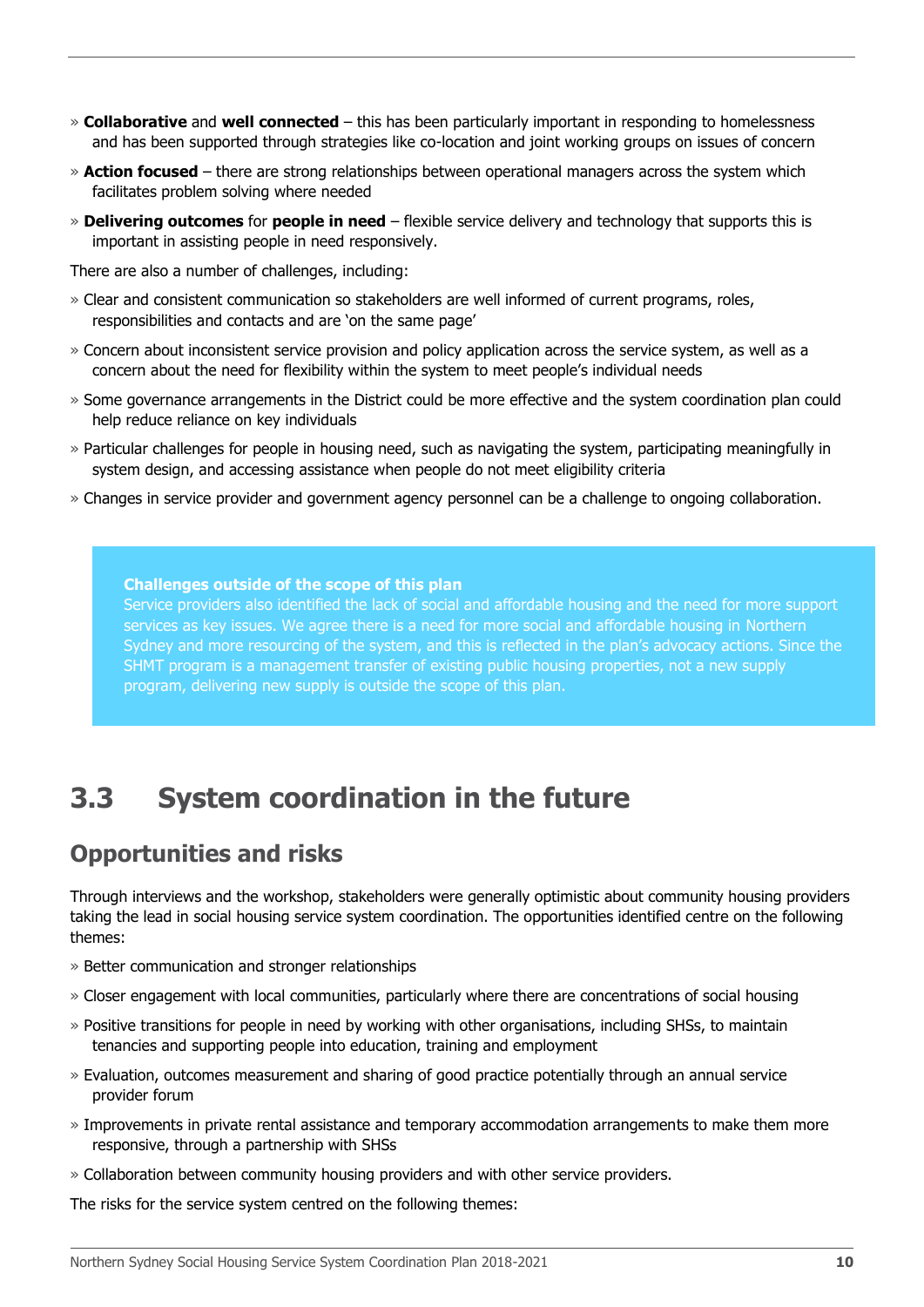- **Collaborative** and **well connected** – this has been particularly important in responding to homelessness and has been supported through strategies like co-location and joint working groups on issues of concern
- **Action focused** – there are strong relationships between operational managers across the system which facilitates problem solving where needed
- **Delivering outcomes** for **people in need** – flexible service delivery and technology that supports this is important in assisting people in need responsively.

There are also a number of challenges, including:

- Clear and consistent communication so stakeholders are well informed of current programs, roles, responsibilities and contacts and are 'on the same page'
- Concern about inconsistent service provision and policy application across the service system, as well as a concern about the need for flexibility within the system to meet people's individual needs
- Some governance arrangements in the District could be more effective and the system coordination plan could help reduce reliance on key individuals
- Particular challenges for people in housing need, such as navigating the system, participating meaningfully in system design, and accessing assistance when people do not meet eligibility criteria
- Changes in service provider and government agency personnel can be a challenge to ongoing collaboration.

> **Challenges outside of the scope of this plan**
>
> Service providers also identified the lack of social and affordable housing and the need for more support services as key issues. We agree there is a need for more social and affordable housing in Northern Sydney and more resourcing of the system, and this is reflected in the plan's advocacy actions. Since the SHMT program is a management transfer of existing public housing properties, not a new supply program, delivering new supply is outside the scope of this plan.

# 3.3 System coordination in the future

## Opportunities and risks

Through interviews and the workshop, stakeholders were generally optimistic about community housing providers taking the lead in social housing service system coordination. The opportunities identified centre on the following themes:

- Better communication and stronger relationships
- Closer engagement with local communities, particularly where there are concentrations of social housing
- Positive transitions for people in need by working with other organisations, including SHSs, to maintain tenancies and supporting people into education, training and employment
- Evaluation, outcomes measurement and sharing of good practice potentially through an annual service provider forum
- Improvements in private rental assistance and temporary accommodation arrangements to make them more responsive, through a partnership with SHSs
- Collaboration between community housing providers and with other service providers.

The risks for the service system centred on the following themes: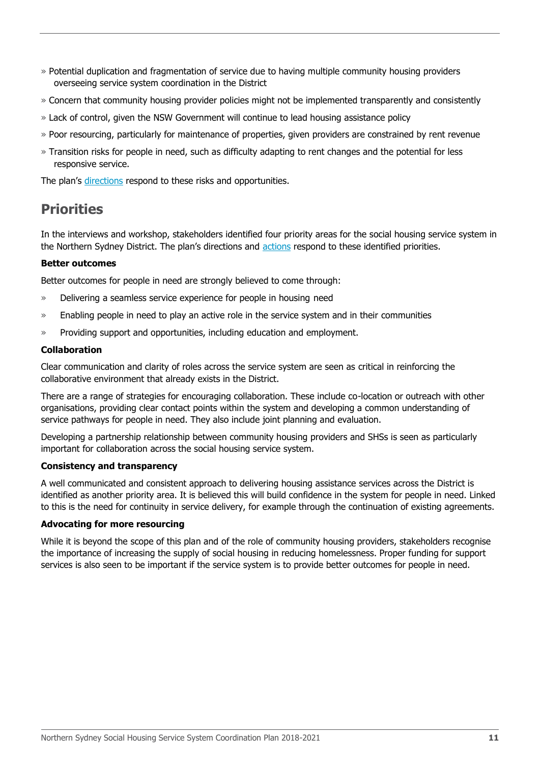- Potential duplication and fragmentation of service due to having multiple community housing providers overseeing service system coordination in the District
- Concern that community housing provider policies might not be implemented transparently and consistently
- Lack of control, given the NSW Government will continue to lead housing assistance policy
- Poor resourcing, particularly for maintenance of properties, given providers are constrained by rent revenue
- Transition risks for people in need, such as difficulty adapting to rent changes and the potential for less responsive service.

The plan's directions respond to these risks and opportunities.

## Priorities

In the interviews and workshop, stakeholders identified four priority areas for the social housing service system in the Northern Sydney District. The plan's directions and actions respond to these identified priorities.

**Better outcomes**

Better outcomes for people in need are strongly believed to come through:

- Delivering a seamless service experience for people in housing need
- Enabling people in need to play an active role in the service system and in their communities
- Providing support and opportunities, including education and employment.

**Collaboration**

Clear communication and clarity of roles across the service system are seen as critical in reinforcing the collaborative environment that already exists in the District.

There are a range of strategies for encouraging collaboration. These include co-location or outreach with other organisations, providing clear contact points within the system and developing a common understanding of service pathways for people in need. They also include joint planning and evaluation.

Developing a partnership relationship between community housing providers and SHSs is seen as particularly important for collaboration across the social housing service system.

**Consistency and transparency**

A well communicated and consistent approach to delivering housing assistance services across the District is identified as another priority area. It is believed this will build confidence in the system for people in need. Linked to this is the need for continuity in service delivery, for example through the continuation of existing agreements.

**Advocating for more resourcing**

While it is beyond the scope of this plan and of the role of community housing providers, stakeholders recognise the importance of increasing the supply of social housing in reducing homelessness. Proper funding for support services is also seen to be important if the service system is to provide better outcomes for people in need.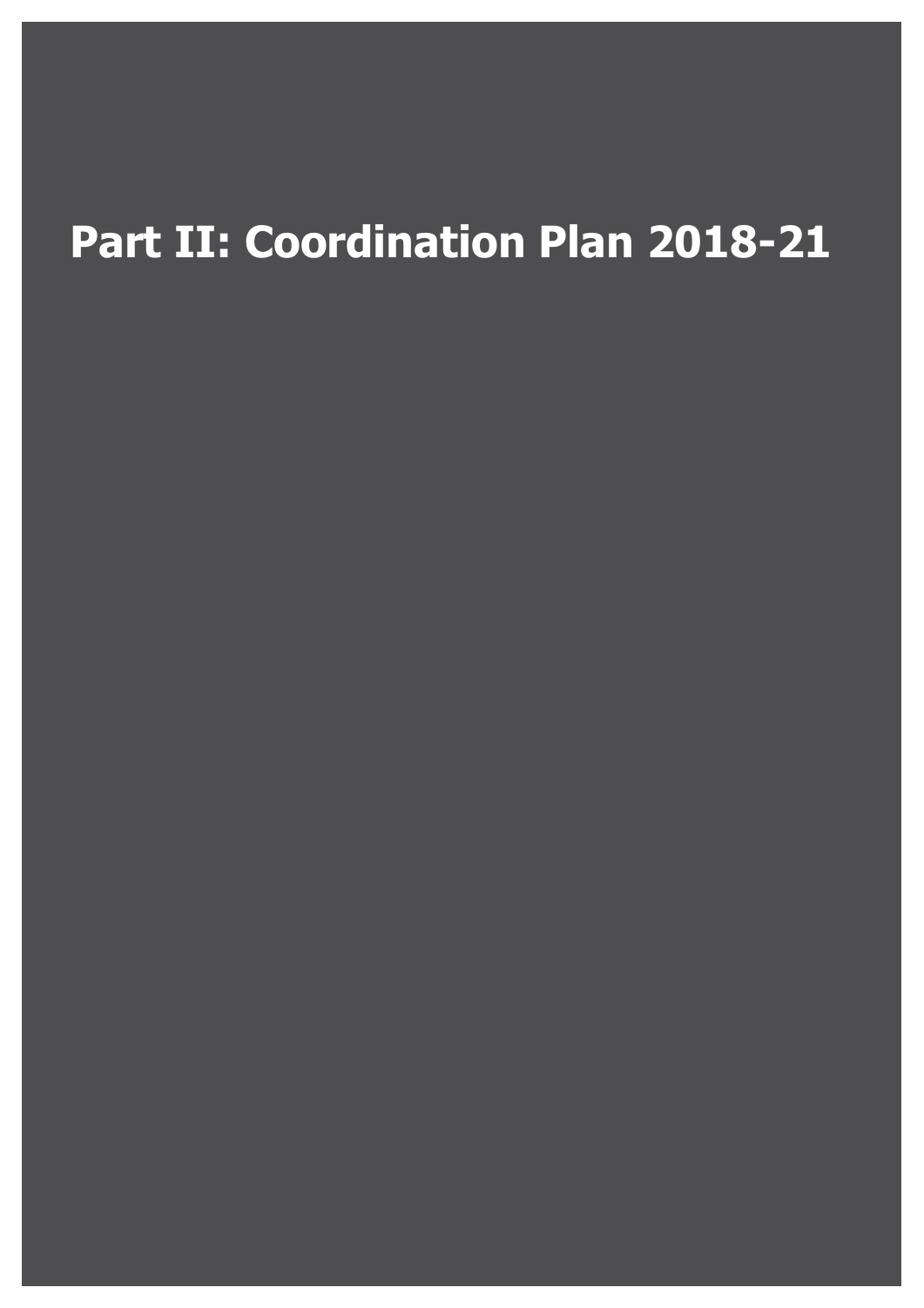# Part II: Coordination Plan 2018-21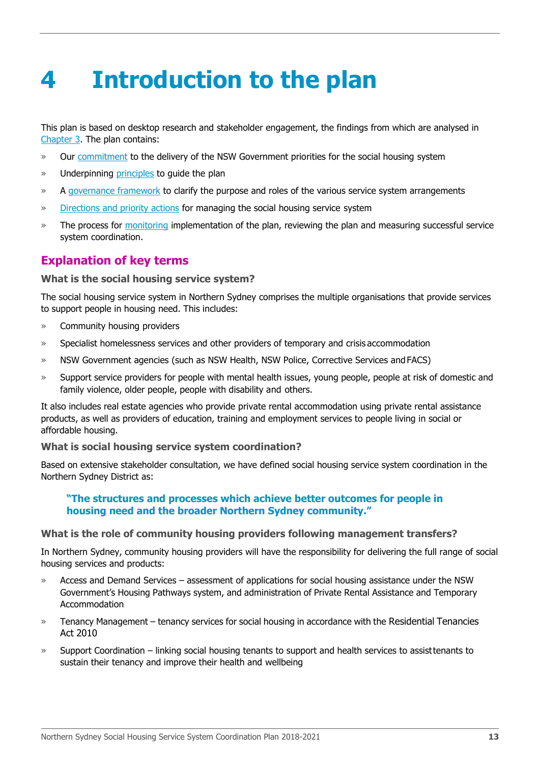# 4 Introduction to the plan

This plan is based on desktop research and stakeholder engagement, the findings from which are analysed in Chapter 3. The plan contains:

- Our commitment to the delivery of the NSW Government priorities for the social housing system
- Underpinning principles to guide the plan
- A governance framework to clarify the purpose and roles of the various service system arrangements
- Directions and priority actions for managing the social housing service system
- The process for monitoring implementation of the plan, reviewing the plan and measuring successful service system coordination.

## Explanation of key terms

### What is the social housing service system?

The social housing service system in Northern Sydney comprises the multiple organisations that provide services to support people in housing need. This includes:

- Community housing providers
- Specialist homelessness services and other providers of temporary and crisis accommodation
- NSW Government agencies (such as NSW Health, NSW Police, Corrective Services and FACS)
- Support service providers for people with mental health issues, young people, people at risk of domestic and family violence, older people, people with disability and others.

It also includes real estate agencies who provide private rental accommodation using private rental assistance products, as well as providers of education, training and employment services to people living in social or affordable housing.

### What is social housing service system coordination?

Based on extensive stakeholder consultation, we have defined social housing service system coordination in the Northern Sydney District as:

> **"The structures and processes which achieve better outcomes for people in housing need and the broader Northern Sydney community."**

### What is the role of community housing providers following management transfers?

In Northern Sydney, community housing providers will have the responsibility for delivering the full range of social housing services and products:

- Access and Demand Services – assessment of applications for social housing assistance under the NSW Government's Housing Pathways system, and administration of Private Rental Assistance and Temporary Accommodation
- Tenancy Management – tenancy services for social housing in accordance with the Residential Tenancies Act 2010
- Support Coordination – linking social housing tenants to support and health services to assist tenants to sustain their tenancy and improve their health and wellbeing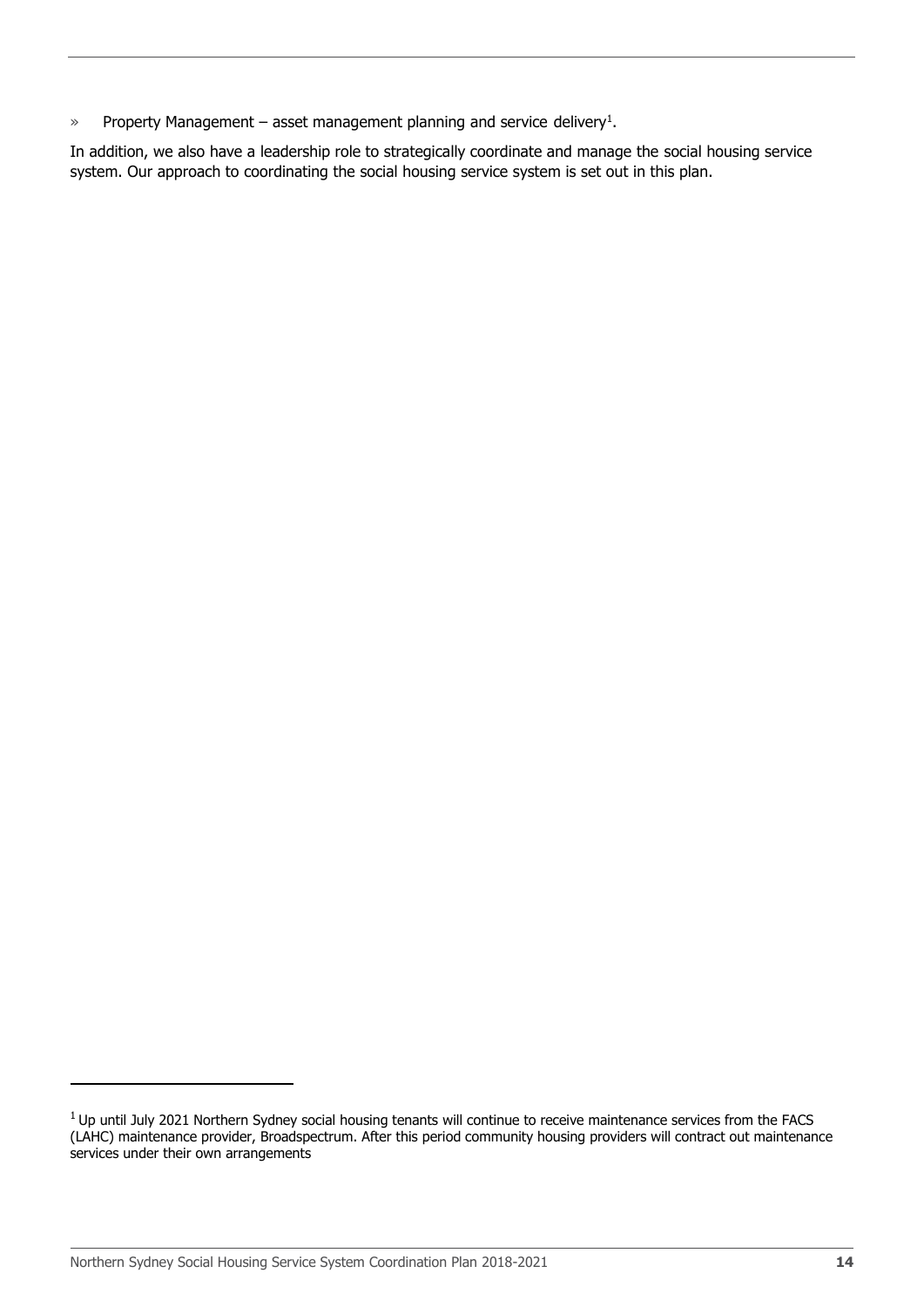- Property Management – asset management planning and service delivery[1].

In addition, we also have a leadership role to strategically coordinate and manage the social housing service system. Our approach to coordinating the social housing service system is set out in this plan.

[1] Up until July 2021 Northern Sydney social housing tenants will continue to receive maintenance services from the FACS (LAHC) maintenance provider, Broadspectrum. After this period community housing providers will contract out maintenance services under their own arrangements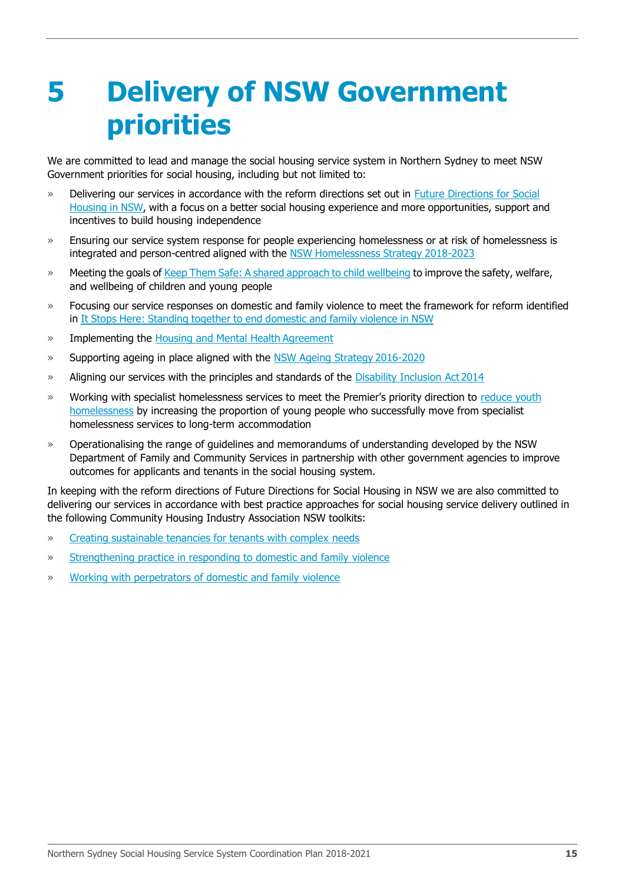# 5 Delivery of NSW Government priorities

We are committed to lead and manage the social housing service system in Northern Sydney to meet NSW Government priorities for social housing, including but not limited to:

- Delivering our services in accordance with the reform directions set out in Future Directions for Social Housing in NSW, with a focus on a better social housing experience and more opportunities, support and incentives to build housing independence
- Ensuring our service system response for people experiencing homelessness or at risk of homelessness is integrated and person-centred aligned with the NSW Homelessness Strategy 2018-2023
- Meeting the goals of Keep Them Safe: A shared approach to child wellbeing to improve the safety, welfare, and wellbeing of children and young people
- Focusing our service responses on domestic and family violence to meet the framework for reform identified in It Stops Here: Standing together to end domestic and family violence in NSW
- Implementing the Housing and Mental Health Agreement
- Supporting ageing in place aligned with the NSW Ageing Strategy 2016-2020
- Aligning our services with the principles and standards of the Disability Inclusion Act 2014
- Working with specialist homelessness services to meet the Premier's priority direction to reduce youth homelessness by increasing the proportion of young people who successfully move from specialist homelessness services to long-term accommodation
- Operationalising the range of guidelines and memorandums of understanding developed by the NSW Department of Family and Community Services in partnership with other government agencies to improve outcomes for applicants and tenants in the social housing system.

In keeping with the reform directions of Future Directions for Social Housing in NSW we are also committed to delivering our services in accordance with best practice approaches for social housing service delivery outlined in the following Community Housing Industry Association NSW toolkits:

- Creating sustainable tenancies for tenants with complex needs
- Strengthening practice in responding to domestic and family violence
- Working with perpetrators of domestic and family violence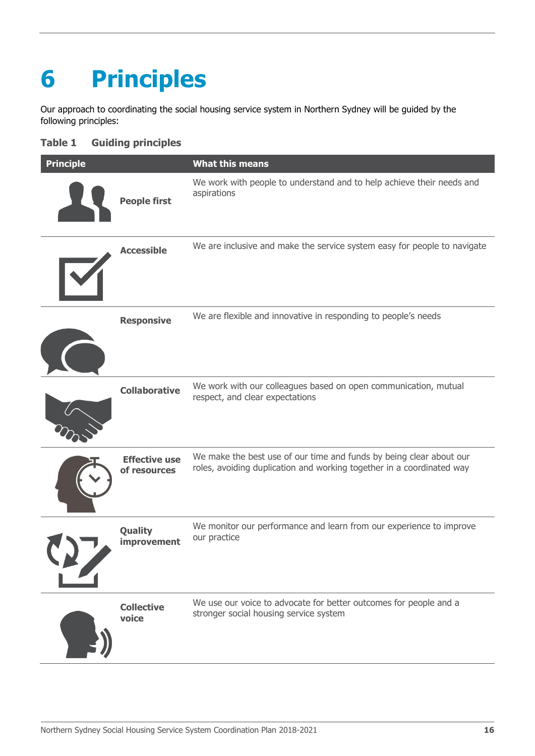# 6 Principles

Our approach to coordinating the social housing service system in Northern Sydney will be guided by the following principles:

**Table 1 Guiding principles**

| Principle | What this means |
|---|---|
| **People first** | We work with people to understand and to help achieve their needs and aspirations |
| **Accessible** | We are inclusive and make the service system easy for people to navigate |
| **Responsive** | We are flexible and innovative in responding to people's needs |
| **Collaborative** | We work with our colleagues based on open communication, mutual respect, and clear expectations |
| **Effective use of resources** | We make the best use of our time and funds by being clear about our roles, avoiding duplication and working together in a coordinated way |
| **Quality improvement** | We monitor our performance and learn from our experience to improve our practice |
| **Collective voice** | We use our voice to advocate for better outcomes for people and a stronger social housing service system |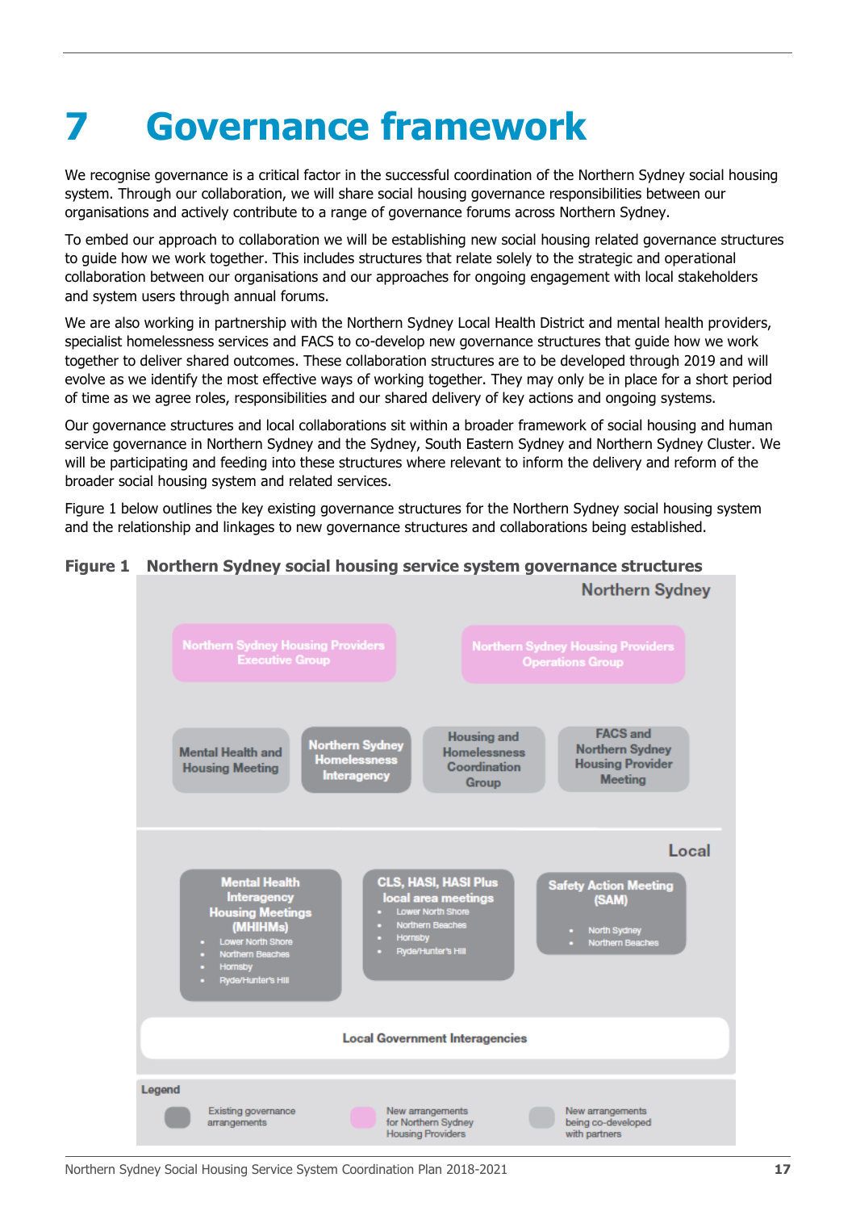# 7 Governance framework

We recognise governance is a critical factor in the successful coordination of the Northern Sydney social housing system. Through our collaboration, we will share social housing governance responsibilities between our organisations and actively contribute to a range of governance forums across Northern Sydney.

To embed our approach to collaboration we will be establishing new social housing related governance structures to guide how we work together. This includes structures that relate solely to the strategic and operational collaboration between our organisations and our approaches for ongoing engagement with local stakeholders and system users through annual forums.

We are also working in partnership with the Northern Sydney Local Health District and mental health providers, specialist homelessness services and FACS to co-develop new governance structures that guide how we work together to deliver shared outcomes. These collaboration structures are to be developed through 2019 and will evolve as we identify the most effective ways of working together. They may only be in place for a short period of time as we agree roles, responsibilities and our shared delivery of key actions and ongoing systems.

Our governance structures and local collaborations sit within a broader framework of social housing and human service governance in Northern Sydney and the Sydney, South Eastern Sydney and Northern Sydney Cluster. We will be participating and feeding into these structures where relevant to inform the delivery and reform of the broader social housing system and related services.

Figure 1 below outlines the key existing governance structures for the Northern Sydney social housing system and the relationship and linkages to new governance structures and collaborations being established.

**Figure 1 Northern Sydney social housing service system governance structures**

**Northern Sydney**

- Northern Sydney Housing Providers Executive Group
- Northern Sydney Housing Providers Operations Group
- Mental Health and Housing Meeting
- Northern Sydney Homelessness Interagency
- Housing and Homelessness Coordination Group
- FACS and Northern Sydney Housing Provider Meeting

**Local**

- Mental Health Interagency Housing Meetings (MHIHMs)
  - Lower North Shore
  - Northern Beaches
  - Hornsby
  - Ryde/Hunter's Hill
- CLS, HASI, HASI Plus local area meetings
  - Lower North Shore
  - Northern Beaches
  - Hornsby
  - Ryde/Hunter's Hill
- Safety Action Meeting (SAM)
  - North Sydney
  - Northern Beaches
- Local Government Interagencies

**Legend**

- Existing governance arrangements
- New arrangements for Northern Sydney Housing Providers
- New arrangements being co-developed with partners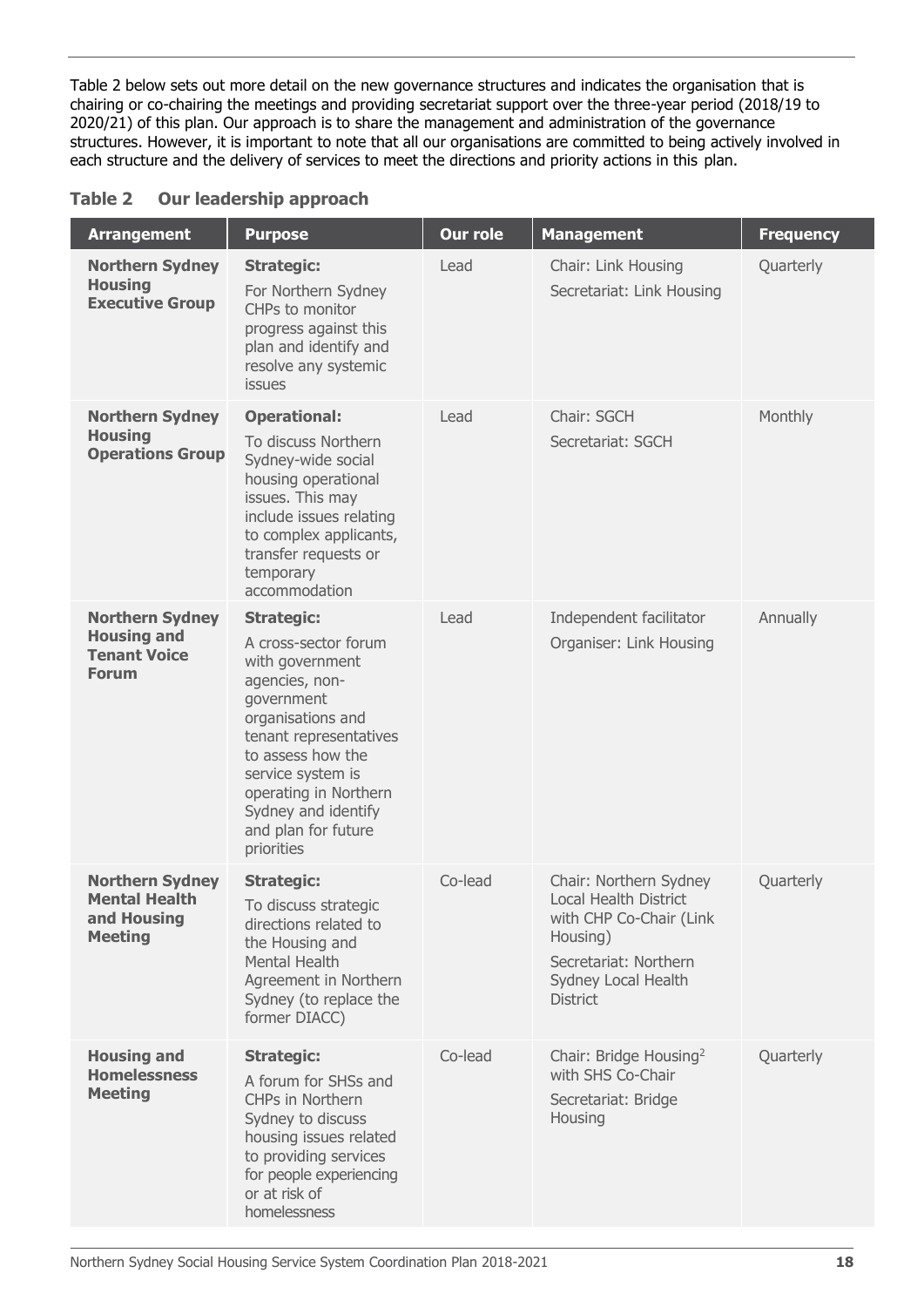Table 2 below sets out more detail on the new governance structures and indicates the organisation that is chairing or co-chairing the meetings and providing secretariat support over the three-year period (2018/19 to 2020/21) of this plan. Our approach is to share the management and administration of the governance structures. However, it is important to note that all our organisations are committed to being actively involved in each structure and the delivery of services to meet the directions and priority actions in this plan.

**Table 2 Our leadership approach**

| Arrangement | Purpose | Our role | Management | Frequency |
|---|---|---|---|---|
| **Northern Sydney Housing Executive Group** | **Strategic:** For Northern Sydney CHPs to monitor progress against this plan and identify and resolve any systemic issues | Lead | Chair: Link Housing<br>Secretariat: Link Housing | Quarterly |
| **Northern Sydney Housing Operations Group** | **Operational:** To discuss Northern Sydney-wide social housing operational issues. This may include issues relating to complex applicants, transfer requests or temporary accommodation | Lead | Chair: SGCH<br>Secretariat: SGCH | Monthly |
| **Northern Sydney Housing and Tenant Voice Forum** | **Strategic:** A cross-sector forum with government agencies, non-government organisations and tenant representatives to assess how the service system is operating in Northern Sydney and identify and plan for future priorities | Lead | Independent facilitator<br>Organiser: Link Housing | Annually |
| **Northern Sydney Mental Health and Housing Meeting** | **Strategic:** To discuss strategic directions related to the Housing and Mental Health Agreement in Northern Sydney (to replace the former DIACC) | Co-lead | Chair: Northern Sydney Local Health District with CHP Co-Chair (Link Housing)<br>Secretariat: Northern Sydney Local Health District | Quarterly |
| **Housing and Homelessness Meeting** | **Strategic:** A forum for SHSs and CHPs in Northern Sydney to discuss housing issues related to providing services for people experiencing or at risk of homelessness | Co-lead | Chair: Bridge Housing[2] with SHS Co-Chair<br>Secretariat: Bridge Housing | Quarterly |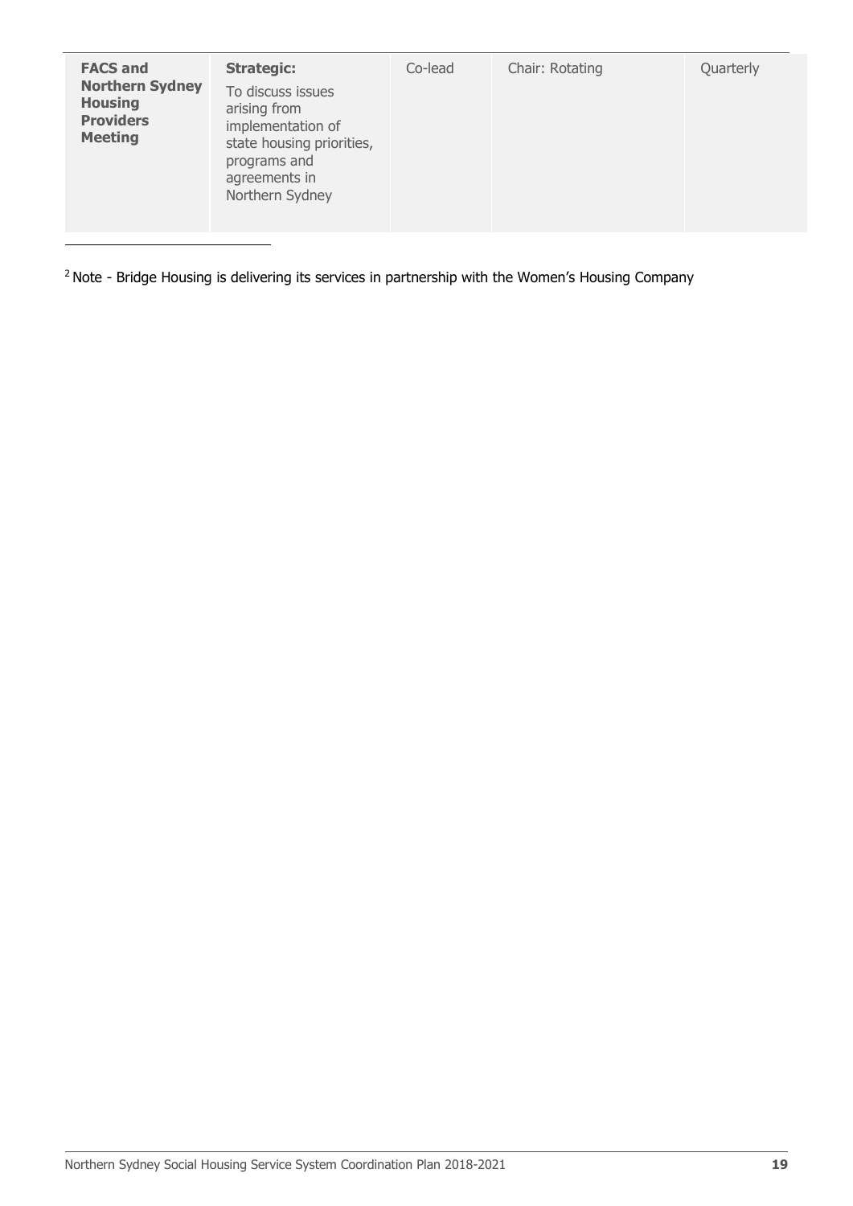| | | | | |
|---|---|---|---|---|
| **FACS and Northern Sydney Housing Providers Meeting** | **Strategic:** To discuss issues arising from implementation of state housing priorities, programs and agreements in Northern Sydney | Co-lead | Chair: Rotating | Quarterly |

[2] Note - Bridge Housing is delivering its services in partnership with the Women's Housing Company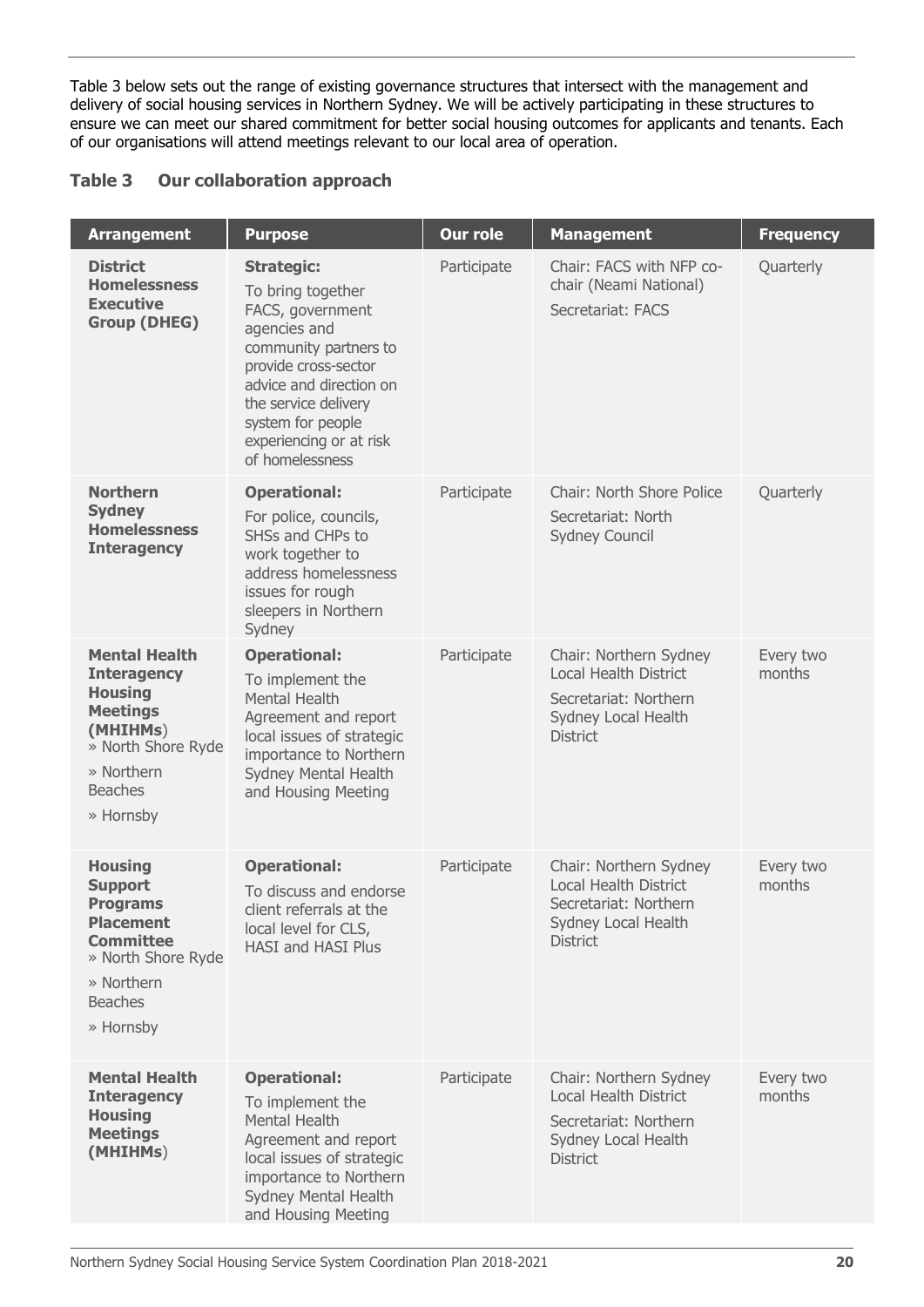Table 3 below sets out the range of existing governance structures that intersect with the management and delivery of social housing services in Northern Sydney. We will be actively participating in these structures to ensure we can meet our shared commitment for better social housing outcomes for applicants and tenants. Each of our organisations will attend meetings relevant to our local area of operation.

### Table 3 Our collaboration approach

| Arrangement | Purpose | Our role | Management | Frequency |
|---|---|---|---|---|
| **District Homelessness Executive Group (DHEG)** | **Strategic:** To bring together FACS, government agencies and community partners to provide cross-sector advice and direction on the service delivery system for people experiencing or at risk of homelessness | Participate | Chair: FACS with NFP co-chair (Neami National) Secretariat: FACS | Quarterly |
| **Northern Sydney Homelessness Interagency** | **Operational:** For police, councils, SHSs and CHPs to work together to address homelessness issues for rough sleepers in Northern Sydney | Participate | Chair: North Shore Police Secretariat: North Sydney Council | Quarterly |
| **Mental Health Interagency Housing Meetings (MHIHMs)** » North Shore Ryde » Northern Beaches » Hornsby | **Operational:** To implement the Mental Health Agreement and report local issues of strategic importance to Northern Sydney Mental Health and Housing Meeting | Participate | Chair: Northern Sydney Local Health District Secretariat: Northern Sydney Local Health District | Every two months |
| **Housing Support Programs Placement Committee** » North Shore Ryde » Northern Beaches » Hornsby | **Operational:** To discuss and endorse client referrals at the local level for CLS, HASI and HASI Plus | Participate | Chair: Northern Sydney Local Health District Secretariat: Northern Sydney Local Health District | Every two months |
| **Mental Health Interagency Housing Meetings (MHIHMs)** | **Operational:** To implement the Mental Health Agreement and report local issues of strategic importance to Northern Sydney Mental Health and Housing Meeting | Participate | Chair: Northern Sydney Local Health District Secretariat: Northern Sydney Local Health District | Every two months |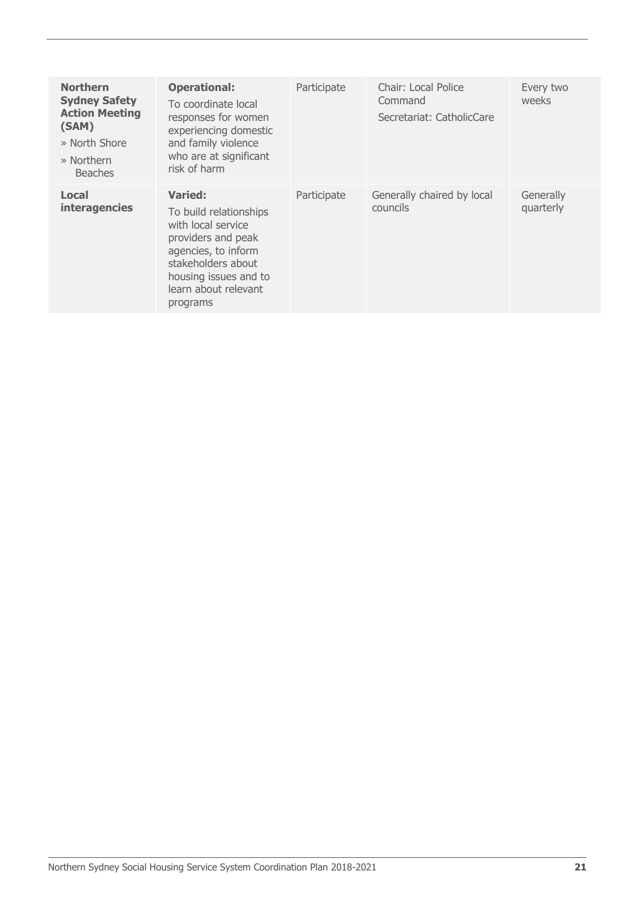| | | | | |
|---|---|---|---|---|
| **Northern Sydney Safety Action Meeting (SAM)**<br>» North Shore<br>» Northern Beaches | **Operational:**<br>To coordinate local responses for women experiencing domestic and family violence who are at significant risk of harm | Participate | Chair: Local Police Command<br>Secretariat: CatholicCare | Every two weeks |
| **Local interagencies** | **Varied:**<br>To build relationships with local service providers and peak agencies, to inform stakeholders about housing issues and to learn about relevant programs | Participate | Generally chaired by local councils | Generally quarterly |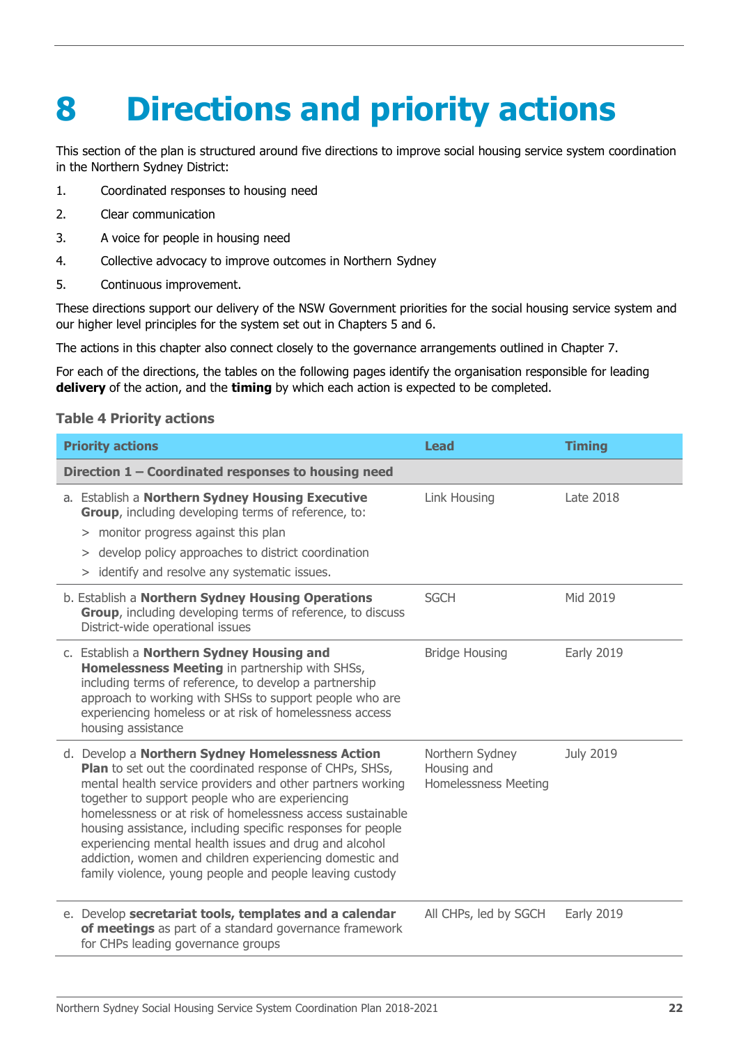# 8 Directions and priority actions

This section of the plan is structured around five directions to improve social housing service system coordination in the Northern Sydney District:

1. Coordinated responses to housing need
2. Clear communication
3. A voice for people in housing need
4. Collective advocacy to improve outcomes in Northern Sydney
5. Continuous improvement.

These directions support our delivery of the NSW Government priorities for the social housing service system and our higher level principles for the system set out in Chapters 5 and 6.

The actions in this chapter also connect closely to the governance arrangements outlined in Chapter 7.

For each of the directions, the tables on the following pages identify the organisation responsible for leading **delivery** of the action, and the **timing** by which each action is expected to be completed.

### Table 4 Priority actions

| Priority actions | Lead | Timing |
|---|---|---|
| **Direction 1 – Coordinated responses to housing need** | | |
| a. Establish a **Northern Sydney Housing Executive Group**, including developing terms of reference, to:<br>> monitor progress against this plan<br>> develop policy approaches to district coordination<br>> identify and resolve any systematic issues. | Link Housing | Late 2018 |
| b. Establish a **Northern Sydney Housing Operations Group**, including developing terms of reference, to discuss District-wide operational issues | SGCH | Mid 2019 |
| c. Establish a **Northern Sydney Housing and Homelessness Meeting** in partnership with SHSs, including terms of reference, to develop a partnership approach to working with SHSs to support people who are experiencing homeless or at risk of homelessness access housing assistance | Bridge Housing | Early 2019 |
| d. Develop a **Northern Sydney Homelessness Action Plan** to set out the coordinated response of CHPs, SHSs, mental health service providers and other partners working together to support people who are experiencing homelessness or at risk of homelessness access sustainable housing assistance, including specific responses for people experiencing mental health issues and drug and alcohol addiction, women and children experiencing domestic and family violence, young people and people leaving custody | Northern Sydney Housing and Homelessness Meeting | July 2019 |
| e. Develop **secretariat tools, templates and a calendar of meetings** as part of a standard governance framework for CHPs leading governance groups | All CHPs, led by SGCH | Early 2019 |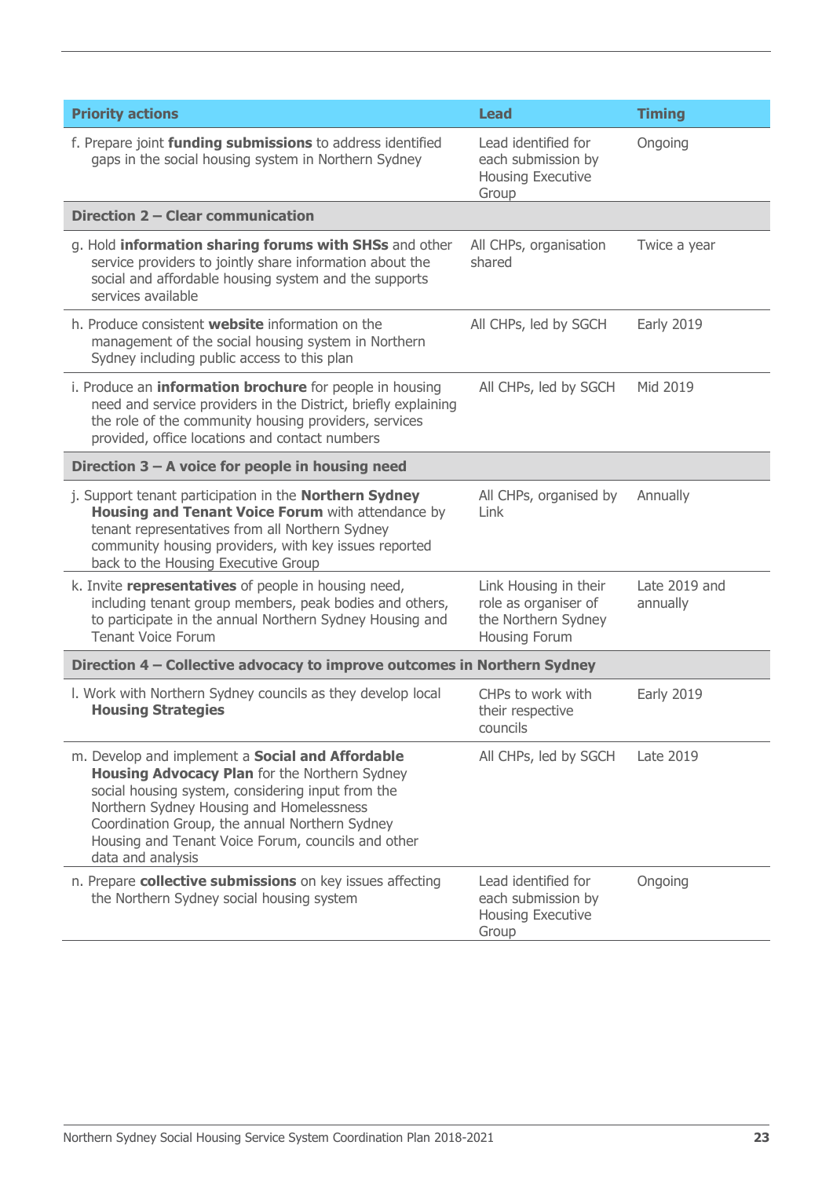| Priority actions | Lead | Timing |
|---|---|---|
| f. Prepare joint **funding submissions** to address identified gaps in the social housing system in Northern Sydney | Lead identified for each submission by Housing Executive Group | Ongoing |
| **Direction 2 – Clear communication** | | |
| g. Hold **information sharing forums with SHSs** and other service providers to jointly share information about the social and affordable housing system and the supports services available | All CHPs, organisation shared | Twice a year |
| h. Produce consistent **website** information on the management of the social housing system in Northern Sydney including public access to this plan | All CHPs, led by SGCH | Early 2019 |
| i. Produce an **information brochure** for people in housing need and service providers in the District, briefly explaining the role of the community housing providers, services provided, office locations and contact numbers | All CHPs, led by SGCH | Mid 2019 |
| **Direction 3 – A voice for people in housing need** | | |
| j. Support tenant participation in the **Northern Sydney Housing and Tenant Voice Forum** with attendance by tenant representatives from all Northern Sydney community housing providers, with key issues reported back to the Housing Executive Group | All CHPs, organised by Link | Annually |
| k. Invite **representatives** of people in housing need, including tenant group members, peak bodies and others, to participate in the annual Northern Sydney Housing and Tenant Voice Forum | Link Housing in their role as organiser of the Northern Sydney Housing Forum | Late 2019 and annually |
| **Direction 4 – Collective advocacy to improve outcomes in Northern Sydney** | | |
| l. Work with Northern Sydney councils as they develop local **Housing Strategies** | CHPs to work with their respective councils | Early 2019 |
| m. Develop and implement a **Social and Affordable Housing Advocacy Plan** for the Northern Sydney social housing system, considering input from the Northern Sydney Housing and Homelessness Coordination Group, the annual Northern Sydney Housing and Tenant Voice Forum, councils and other data and analysis | All CHPs, led by SGCH | Late 2019 |
| n. Prepare **collective submissions** on key issues affecting the Northern Sydney social housing system | Lead identified for each submission by Housing Executive Group | Ongoing |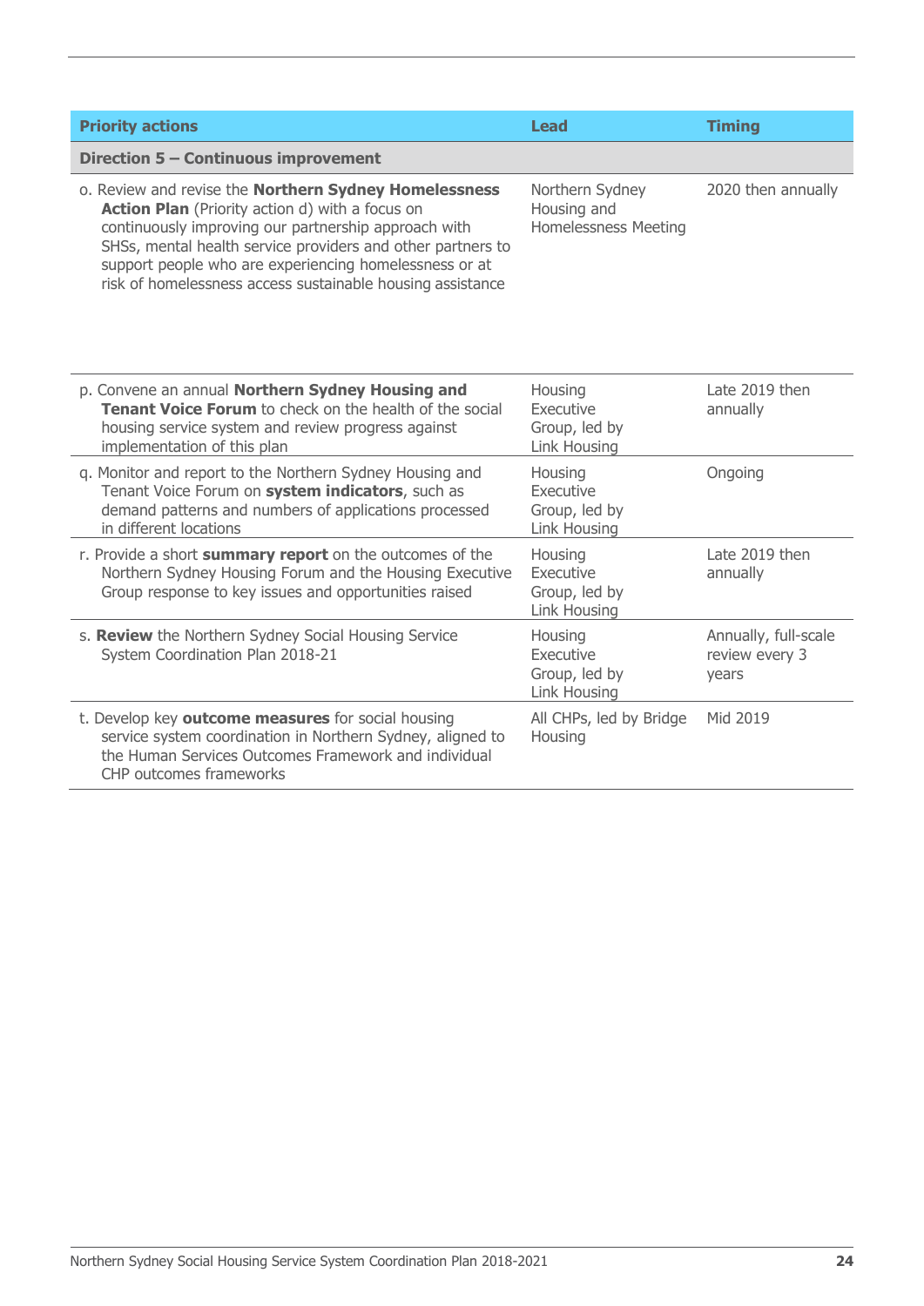| Priority actions | Lead | Timing |
|---|---|---|
| **Direction 5 – Continuous improvement** | | |
| o. Review and revise the **Northern Sydney Homelessness Action Plan** (Priority action d) with a focus on continuously improving our partnership approach with SHSs, mental health service providers and other partners to support people who are experiencing homelessness or at risk of homelessness access sustainable housing assistance | Northern Sydney Housing and Homelessness Meeting | 2020 then annually |
| p. Convene an annual **Northern Sydney Housing and Tenant Voice Forum** to check on the health of the social housing service system and review progress against implementation of this plan | Housing Executive Group, led by Link Housing | Late 2019 then annually |
| q. Monitor and report to the Northern Sydney Housing and Tenant Voice Forum on **system indicators**, such as demand patterns and numbers of applications processed in different locations | Housing Executive Group, led by Link Housing | Ongoing |
| r. Provide a short **summary report** on the outcomes of the Northern Sydney Housing Forum and the Housing Executive Group response to key issues and opportunities raised | Housing Executive Group, led by Link Housing | Late 2019 then annually |
| s. **Review** the Northern Sydney Social Housing Service System Coordination Plan 2018-21 | Housing Executive Group, led by Link Housing | Annually, full-scale review every 3 years |
| t. Develop key **outcome measures** for social housing service system coordination in Northern Sydney, aligned to the Human Services Outcomes Framework and individual CHP outcomes frameworks | All CHPs, led by Bridge Housing | Mid 2019 |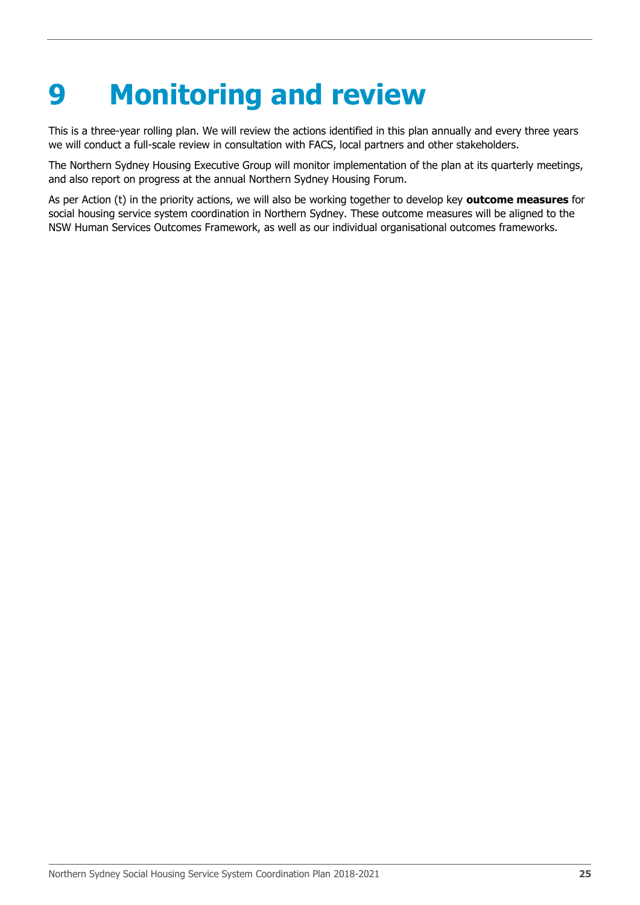# 9 Monitoring and review

This is a three-year rolling plan. We will review the actions identified in this plan annually and every three years we will conduct a full-scale review in consultation with FACS, local partners and other stakeholders.

The Northern Sydney Housing Executive Group will monitor implementation of the plan at its quarterly meetings, and also report on progress at the annual Northern Sydney Housing Forum.

As per Action (t) in the priority actions, we will also be working together to develop key **outcome measures** for social housing service system coordination in Northern Sydney. These outcome measures will be aligned to the NSW Human Services Outcomes Framework, as well as our individual organisational outcomes frameworks.